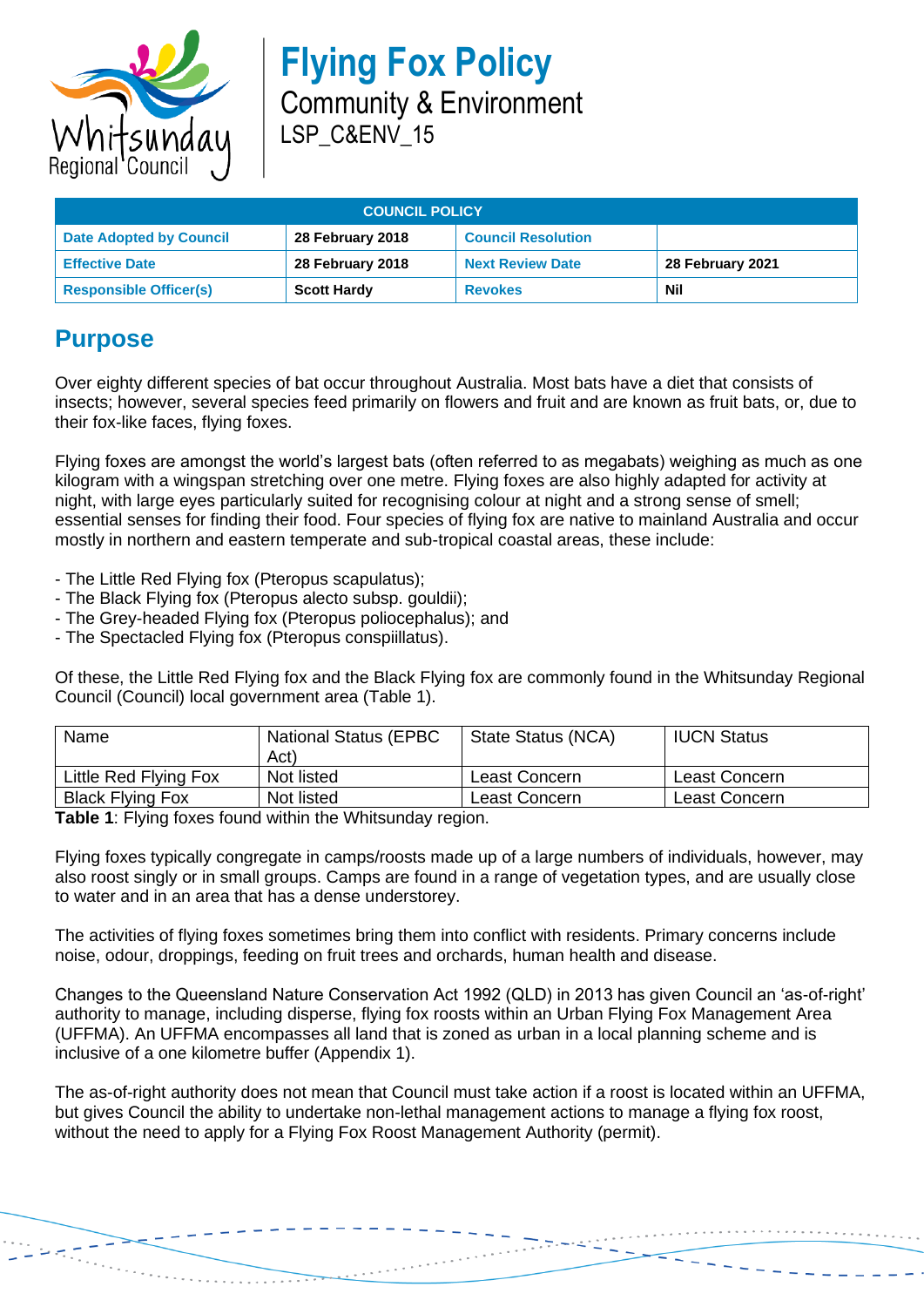# Flying Fox Policy

Community & Environment

LSP_C&ENV_15

| COUNCIL POLICY | | | |
|---|---|---|---|
| **Date Adopted by Council** | **28 February 2018** | **Council Resolution** | |
| **Effective Date** | **28 February 2018** | **Next Review Date** | **28 February 2021** |
| **Responsible Officer(s)** | **Scott Hardy** | **Revokes** | **Nil** |

## Purpose

Over eighty different species of bat occur throughout Australia. Most bats have a diet that consists of insects; however, several species feed primarily on flowers and fruit and are known as fruit bats, or, due to their fox-like faces, flying foxes.

Flying foxes are amongst the world's largest bats (often referred to as megabats) weighing as much as one kilogram with a wingspan stretching over one metre. Flying foxes are also highly adapted for activity at night, with large eyes particularly suited for recognising colour at night and a strong sense of smell; essential senses for finding their food. Four species of flying fox are native to mainland Australia and occur mostly in northern and eastern temperate and sub-tropical coastal areas, these include:

- The Little Red Flying fox (Pteropus scapulatus);
- The Black Flying fox (Pteropus alecto subsp. gouldii);
- The Grey-headed Flying fox (Pteropus poliocephalus); and
- The Spectacled Flying fox (Pteropus conspiillatus).

Of these, the Little Red Flying fox and the Black Flying fox are commonly found in the Whitsunday Regional Council (Council) local government area (Table 1).

| Name | National Status (EPBC Act) | State Status (NCA) | IUCN Status |
|---|---|---|---|
| Little Red Flying Fox | Not listed | Least Concern | Least Concern |
| Black Flying Fox | Not listed | Least Concern | Least Concern |

**Table 1**: Flying foxes found within the Whitsunday region.

Flying foxes typically congregate in camps/roosts made up of a large numbers of individuals, however, may also roost singly or in small groups. Camps are found in a range of vegetation types, and are usually close to water and in an area that has a dense understorey.

The activities of flying foxes sometimes bring them into conflict with residents. Primary concerns include noise, odour, droppings, feeding on fruit trees and orchards, human health and disease.

Changes to the Queensland Nature Conservation Act 1992 (QLD) in 2013 has given Council an 'as-of-right' authority to manage, including disperse, flying fox roosts within an Urban Flying Fox Management Area (UFFMA). An UFFMA encompasses all land that is zoned as urban in a local planning scheme and is inclusive of a one kilometre buffer (Appendix 1).

The as-of-right authority does not mean that Council must take action if a roost is located within an UFFMA, but gives Council the ability to undertake non-lethal management actions to manage a flying fox roost, without the need to apply for a Flying Fox Roost Management Authority (permit).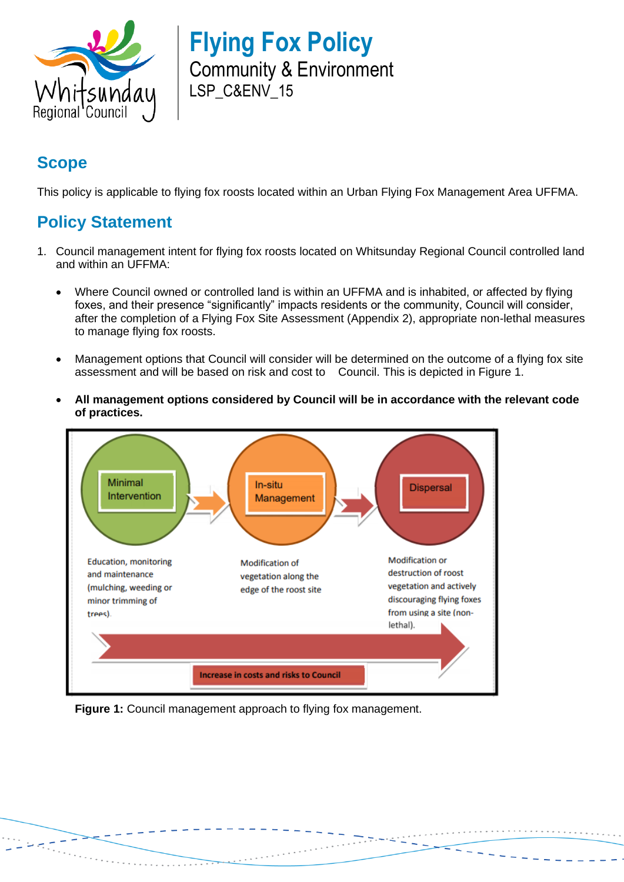# Flying Fox Policy

Community & Environment

LSP_C&ENV_15

## Scope

This policy is applicable to flying fox roosts located within an Urban Flying Fox Management Area UFFMA.

## Policy Statement

1. Council management intent for flying fox roosts located on Whitsunday Regional Council controlled land and within an UFFMA:

   - Where Council owned or controlled land is within an UFFMA and is inhabited, or affected by flying foxes, and their presence "significantly" impacts residents or the community, Council will consider, after the completion of a Flying Fox Site Assessment (Appendix 2), appropriate non-lethal measures to manage flying fox roosts.

   - Management options that Council will consider will be determined on the outcome of a flying fox site assessment and will be based on risk and cost to Council. This is depicted in Figure 1.

   - **All management options considered by Council will be in accordance with the relevant code of practices.**

Minimal Intervention → In-situ Management → Dispersal

Minimal Intervention: Education, monitoring and maintenance (mulching, weeding or minor trimming of trees).

In-situ Management: Modification of vegetation along the edge of the roost site

Dispersal: Modification or destruction of roost vegetation and actively discouraging flying foxes from using a site (non-lethal).

Increase in costs and risks to Council

**Figure 1:** Council management approach to flying fox management.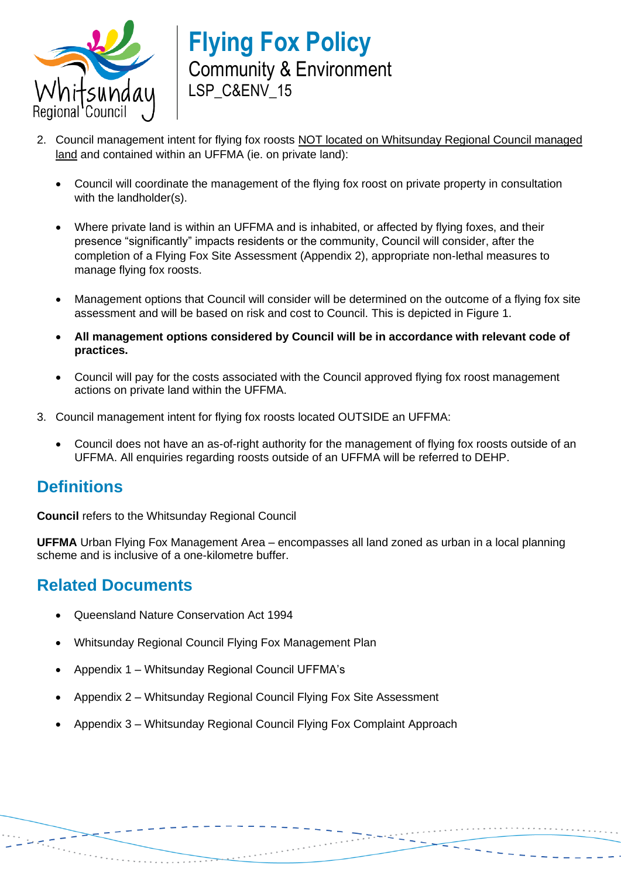2. Council management intent for flying fox roosts NOT located on Whitsunday Regional Council managed land and contained within an UFFMA (ie. on private land):

   - Council will coordinate the management of the flying fox roost on private property in consultation with the landholder(s).

   - Where private land is within an UFFMA and is inhabited, or affected by flying foxes, and their presence "significantly" impacts residents or the community, Council will consider, after the completion of a Flying Fox Site Assessment (Appendix 2), appropriate non-lethal measures to manage flying fox roosts.

   - Management options that Council will consider will be determined on the outcome of a flying fox site assessment and will be based on risk and cost to Council. This is depicted in Figure 1.

   - **All management options considered by Council will be in accordance with relevant code of practices.**

   - Council will pay for the costs associated with the Council approved flying fox roost management actions on private land within the UFFMA.

3. Council management intent for flying fox roosts located OUTSIDE an UFFMA:

   - Council does not have an as-of-right authority for the management of flying fox roosts outside of an UFFMA. All enquiries regarding roosts outside of an UFFMA will be referred to DEHP.

## Definitions

**Council** refers to the Whitsunday Regional Council

**UFFMA** Urban Flying Fox Management Area – encompasses all land zoned as urban in a local planning scheme and is inclusive of a one-kilometre buffer.

## Related Documents

- Queensland Nature Conservation Act 1994
- Whitsunday Regional Council Flying Fox Management Plan
- Appendix 1 – Whitsunday Regional Council UFFMA's
- Appendix 2 – Whitsunday Regional Council Flying Fox Site Assessment
- Appendix 3 – Whitsunday Regional Council Flying Fox Complaint Approach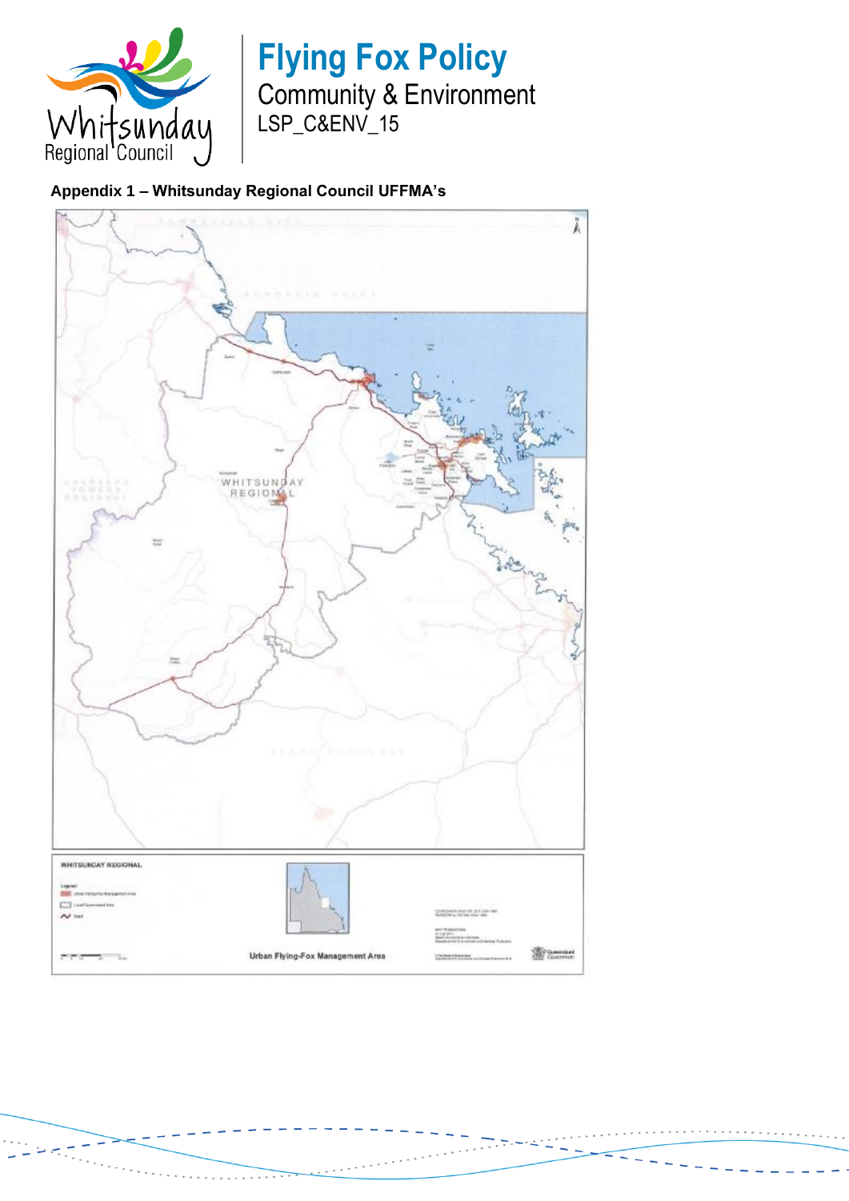## Appendix 1 – Whitsunday Regional Council UFFMA's

WHITSUNDAY REGIONAL

Urban Flying-Fox Management Area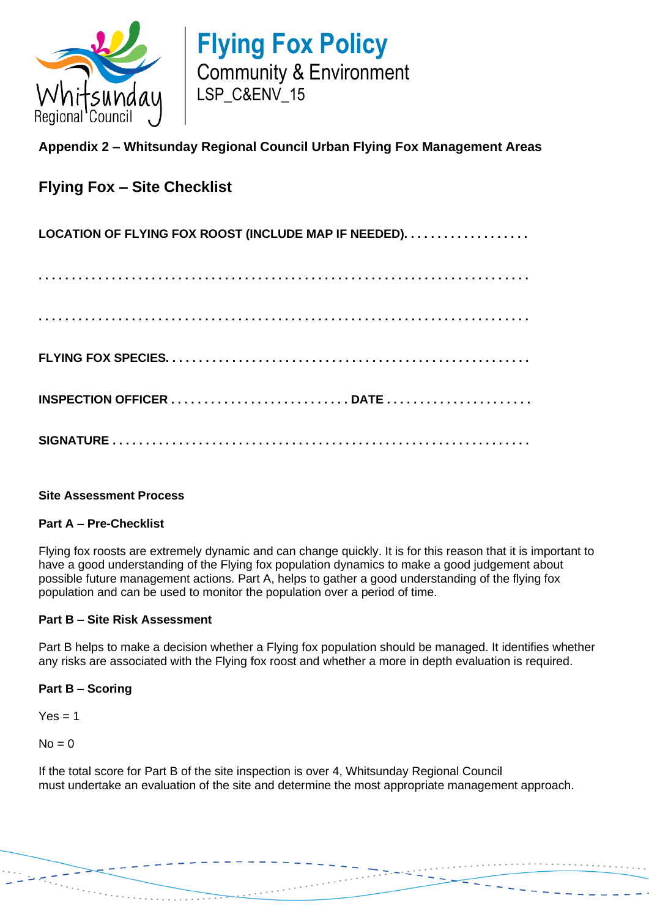## Appendix 2 – Whitsunday Regional Council Urban Flying Fox Management Areas

## Flying Fox – Site Checklist

**LOCATION OF FLYING FOX ROOST (INCLUDE MAP IF NEEDED). . . . . . . . . . . . . . . . . . .**

**. . . . . . . . . . . . . . . . . . . . . . . . . . . . . . . . . . . . . . . . . . . . . . . . . . . . . . . . . . . . . . . . . . . . . . .**

**. . . . . . . . . . . . . . . . . . . . . . . . . . . . . . . . . . . . . . . . . . . . . . . . . . . . . . . . . . . . . . . . . . . . . . .**

**FLYING FOX SPECIES. . . . . . . . . . . . . . . . . . . . . . . . . . . . . . . . . . . . . . . . . . . . . . . . . . . . . .**

**INSPECTION OFFICER . . . . . . . . . . . . . . . . . . . . . . . . . . . DATE . . . . . . . . . . . . . . . . . . . . . .**

**SIGNATURE . . . . . . . . . . . . . . . . . . . . . . . . . . . . . . . . . . . . . . . . . . . . . . . . . . . . . . . . . . . . . .**

### Site Assessment Process

#### Part A – Pre-Checklist

Flying fox roosts are extremely dynamic and can change quickly. It is for this reason that it is important to have a good understanding of the Flying fox population dynamics to make a good judgement about possible future management actions. Part A, helps to gather a good understanding of the flying fox population and can be used to monitor the population over a period of time.

#### Part B – Site Risk Assessment

Part B helps to make a decision whether a Flying fox population should be managed. It identifies whether any risks are associated with the Flying fox roost and whether a more in depth evaluation is required.

#### Part B – Scoring

Yes = 1

No = 0

If the total score for Part B of the site inspection is over 4, Whitsunday Regional Council must undertake an evaluation of the site and determine the most appropriate management approach.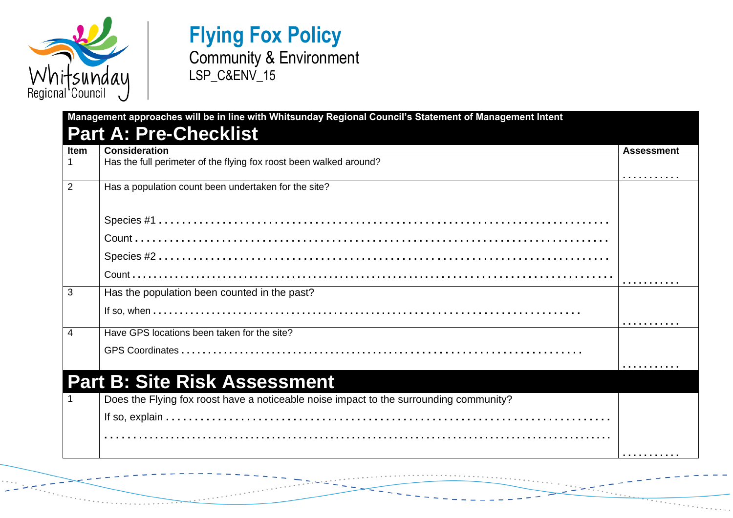**Management approaches will be in line with Whitsunday Regional Council's Statement of Management Intent**

## Part A: Pre-Checklist

| Item | Consideration | Assessment |
|---|---|---|
| 1 | Has the full perimeter of the flying fox roost been walked around? | .......... |
| 2 | Has a population count been undertaken for the site?<br><br>Species #1 ..........................................................................<br>Count ..........................................................................<br>Species #2 ..........................................................................<br>Count .......................................................................... | .......... |
| 3 | Has the population been counted in the past?<br><br>If so, when .......................................................................... | .......... |
| 4 | Have GPS locations been taken for the site?<br><br>GPS Coordinates .......................................................................... | .......... |

## Part B: Site Risk Assessment

| Item | Consideration | Assessment |
|---|---|---|
| 1 | Does the Flying fox roost have a noticeable noise impact to the surrounding community?<br><br>If so, explain ..........................................................................<br>.......................................................................... | .......... |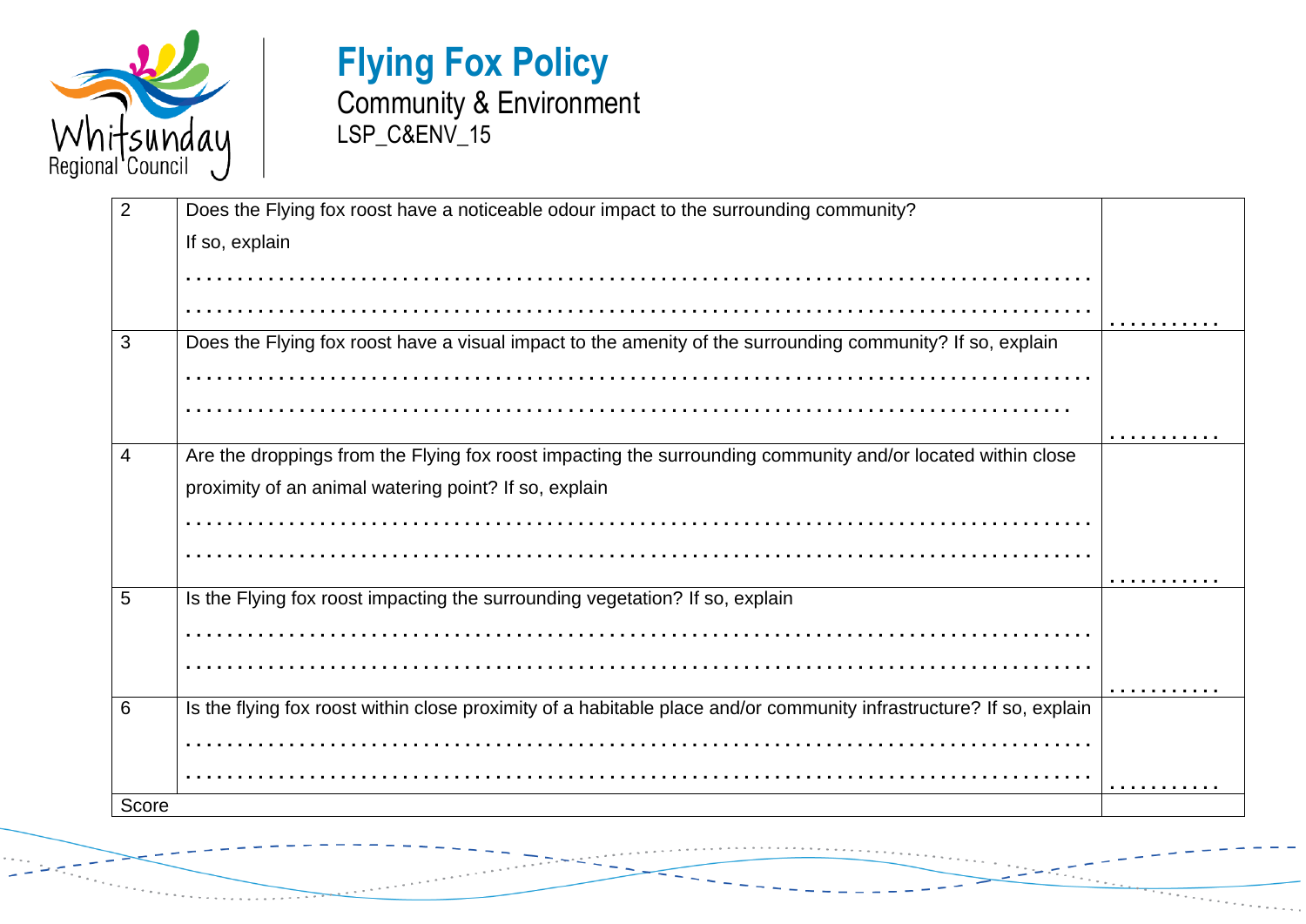| 2 | Does the Flying fox roost have a noticeable odour impact to the surrounding community?<br>If so, explain<br>. . . . . . . . . . . . . . . . . . . . . . . . . . . . . . . . . . . . . . . . . . . . . . . . . . . . . . . . . . . . . . . . . . . . . . . . . . .<br>. . . . . . . . . . . . . . . . . . . . . . . . . . . . . . . . . . . . . . . . . . . . . . . . . . . . . . . . . . . . . . . . . . . . . . . . . . . | . . . . . . . . . . . |
|---|---|---|
| 3 | Does the Flying fox roost have a visual impact to the amenity of the surrounding community? If so, explain<br>. . . . . . . . . . . . . . . . . . . . . . . . . . . . . . . . . . . . . . . . . . . . . . . . . . . . . . . . . . . . . . . . . . . . . . . . . . .<br>. . . . . . . . . . . . . . . . . . . . . . . . . . . . . . . . . . . . . . . . . . . . . . . . . . . . . . . . . . . . . . . . . . . . . . . . . | . . . . . . . . . . . |
| 4 | Are the droppings from the Flying fox roost impacting the surrounding community and/or located within close proximity of an animal watering point? If so, explain<br>. . . . . . . . . . . . . . . . . . . . . . . . . . . . . . . . . . . . . . . . . . . . . . . . . . . . . . . . . . . . . . . . . . . . . . . . . . .<br>. . . . . . . . . . . . . . . . . . . . . . . . . . . . . . . . . . . . . . . . . . . . . . . . . . . . . . . . . . . . . . . . . . . . . . . . . . . | . . . . . . . . . . . |
| 5 | Is the Flying fox roost impacting the surrounding vegetation? If so, explain<br>. . . . . . . . . . . . . . . . . . . . . . . . . . . . . . . . . . . . . . . . . . . . . . . . . . . . . . . . . . . . . . . . . . . . . . . . . . .<br>. . . . . . . . . . . . . . . . . . . . . . . . . . . . . . . . . . . . . . . . . . . . . . . . . . . . . . . . . . . . . . . . . . . . . . . . . . . | . . . . . . . . . . . |
| 6 | Is the flying fox roost within close proximity of a habitable place and/or community infrastructure? If so, explain<br>. . . . . . . . . . . . . . . . . . . . . . . . . . . . . . . . . . . . . . . . . . . . . . . . . . . . . . . . . . . . . . . . . . . . . . . . . . .<br>. . . . . . . . . . . . . . . . . . . . . . . . . . . . . . . . . . . . . . . . . . . . . . . . . . . . . . . . . . . . . . . . . . . . . . . . . . . | . . . . . . . . . . . |
| Score | | |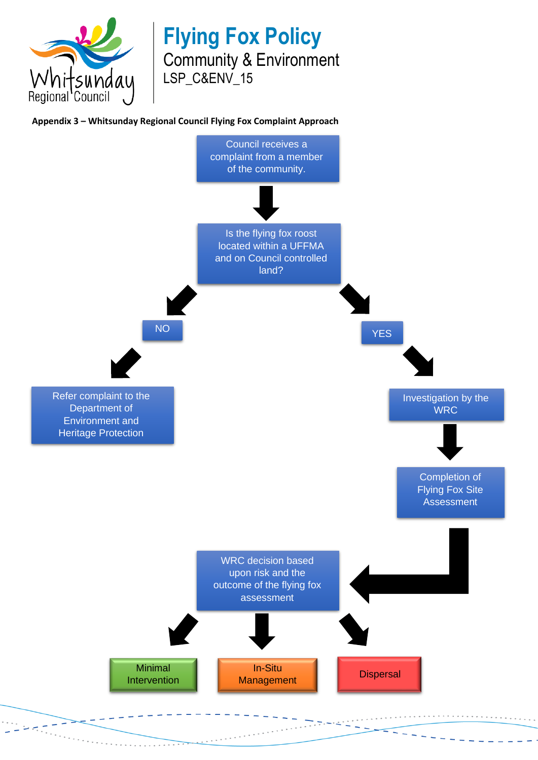# Flying Fox Policy

Community & Environment

LSP_C&ENV_15

**Appendix 3 – Whitsunday Regional Council Flying Fox Complaint Approach**

Council receives a complaint from a member of the community.

Is the flying fox roost located within a UFFMA and on Council controlled land?

NO

Refer complaint to the Department of Environment and Heritage Protection

YES

Investigation by the WRC

Completion of Flying Fox Site Assessment

WRC decision based upon risk and the outcome of the flying fox assessment

Minimal Intervention

In-Situ Management

Dispersal